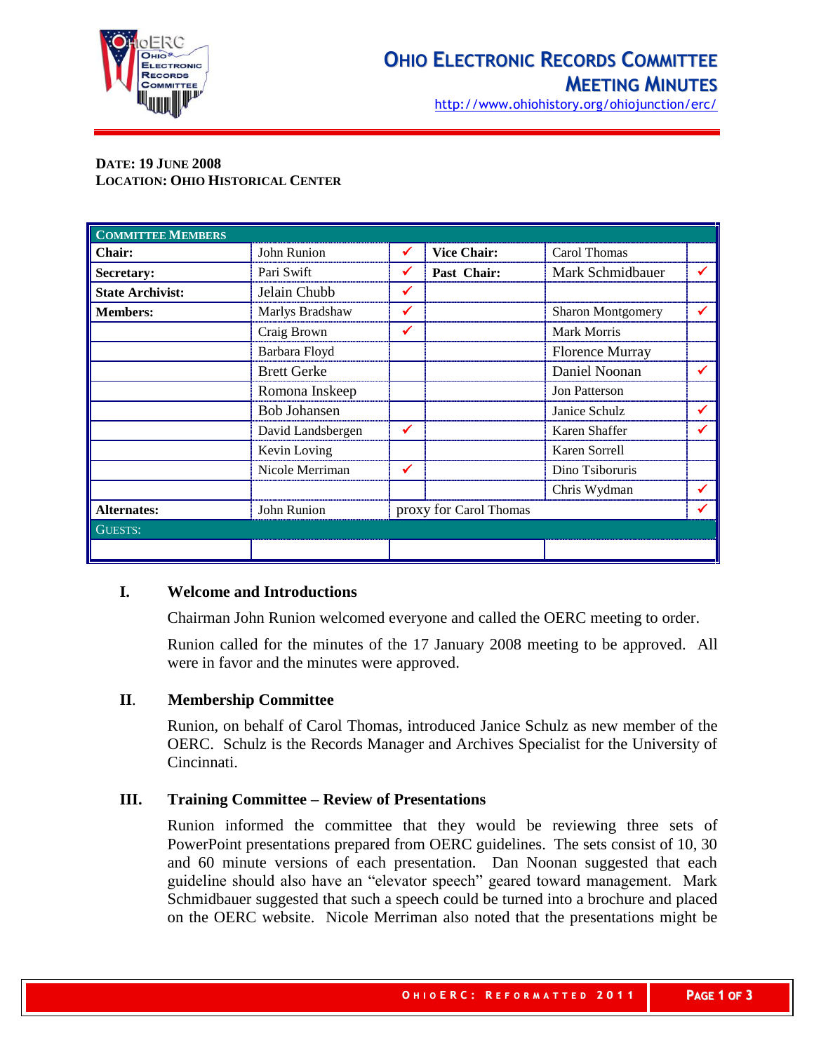# Ohio Electronic Records Committee Meeting Minutes

http://www.ohiohistory.org/ohiojunction/erc/

**Date: 19 June 2008**
**Location: Ohio Historical Center**

| Committee Members | | | | | |
|---|---|---|---|---|---|
| **Chair:** | John Runion | ✔ | **Vice Chair:** | Carol Thomas | |
| **Secretary:** | Pari Swift | ✔ | **Past Chair:** | Mark Schmidbauer | ✔ |
| **State Archivist:** | Jelain Chubb | ✔ | | | |
| **Members:** | Marlys Bradshaw | ✔ | | Sharon Montgomery | ✔ |
| | Craig Brown | ✔ | | Mark Morris | |
| | Barbara Floyd | | | Florence Murray | |
| | Brett Gerke | | | Daniel Noonan | ✔ |
| | Romona Inskeep | | | Jon Patterson | |
| | Bob Johansen | | | Janice Schulz | ✔ |
| | David Landsbergen | ✔ | | Karen Shaffer | ✔ |
| | Kevin Loving | | | Karen Sorrell | |
| | Nicole Merriman | ✔ | | Dino Tsiboruris | |
| | | | | Chris Wydman | ✔ |
| **Alternates:** | John Runion | proxy for Carol Thomas | | | ✔ |
| Guests: | | | | | |
| | | | | | |

## I. Welcome and Introductions

Chairman John Runion welcomed everyone and called the OERC meeting to order.

Runion called for the minutes of the 17 January 2008 meeting to be approved. All were in favor and the minutes were approved.

## II. Membership Committee

Runion, on behalf of Carol Thomas, introduced Janice Schulz as new member of the OERC. Schulz is the Records Manager and Archives Specialist for the University of Cincinnati.

## III. Training Committee – Review of Presentations

Runion informed the committee that they would be reviewing three sets of PowerPoint presentations prepared from OERC guidelines. The sets consist of 10, 30 and 60 minute versions of each presentation. Dan Noonan suggested that each guideline should also have an "elevator speech" geared toward management. Mark Schmidbauer suggested that such a speech could be turned into a brochure and placed on the OERC website. Nicole Merriman also noted that the presentations might be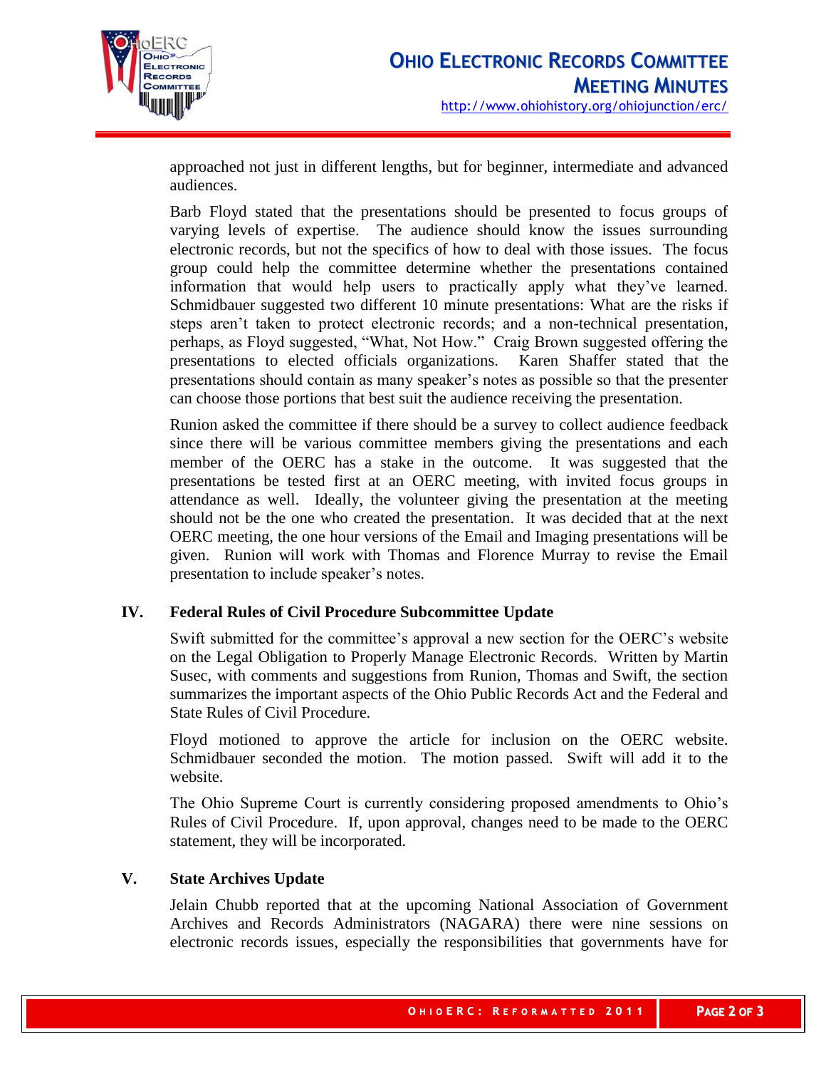approached not just in different lengths, but for beginner, intermediate and advanced audiences.

Barb Floyd stated that the presentations should be presented to focus groups of varying levels of expertise. The audience should know the issues surrounding electronic records, but not the specifics of how to deal with those issues. The focus group could help the committee determine whether the presentations contained information that would help users to practically apply what they've learned. Schmidbauer suggested two different 10 minute presentations: What are the risks if steps aren't taken to protect electronic records; and a non-technical presentation, perhaps, as Floyd suggested, "What, Not How." Craig Brown suggested offering the presentations to elected officials organizations. Karen Shaffer stated that the presentations should contain as many speaker's notes as possible so that the presenter can choose those portions that best suit the audience receiving the presentation.

Runion asked the committee if there should be a survey to collect audience feedback since there will be various committee members giving the presentations and each member of the OERC has a stake in the outcome. It was suggested that the presentations be tested first at an OERC meeting, with invited focus groups in attendance as well. Ideally, the volunteer giving the presentation at the meeting should not be the one who created the presentation. It was decided that at the next OERC meeting, the one hour versions of the Email and Imaging presentations will be given. Runion will work with Thomas and Florence Murray to revise the Email presentation to include speaker's notes.

## IV. Federal Rules of Civil Procedure Subcommittee Update

Swift submitted for the committee's approval a new section for the OERC's website on the Legal Obligation to Properly Manage Electronic Records. Written by Martin Susec, with comments and suggestions from Runion, Thomas and Swift, the section summarizes the important aspects of the Ohio Public Records Act and the Federal and State Rules of Civil Procedure.

Floyd motioned to approve the article for inclusion on the OERC website. Schmidbauer seconded the motion. The motion passed. Swift will add it to the website.

The Ohio Supreme Court is currently considering proposed amendments to Ohio's Rules of Civil Procedure. If, upon approval, changes need to be made to the OERC statement, they will be incorporated.

## V. State Archives Update

Jelain Chubb reported that at the upcoming National Association of Government Archives and Records Administrators (NAGARA) there were nine sessions on electronic records issues, especially the responsibilities that governments have for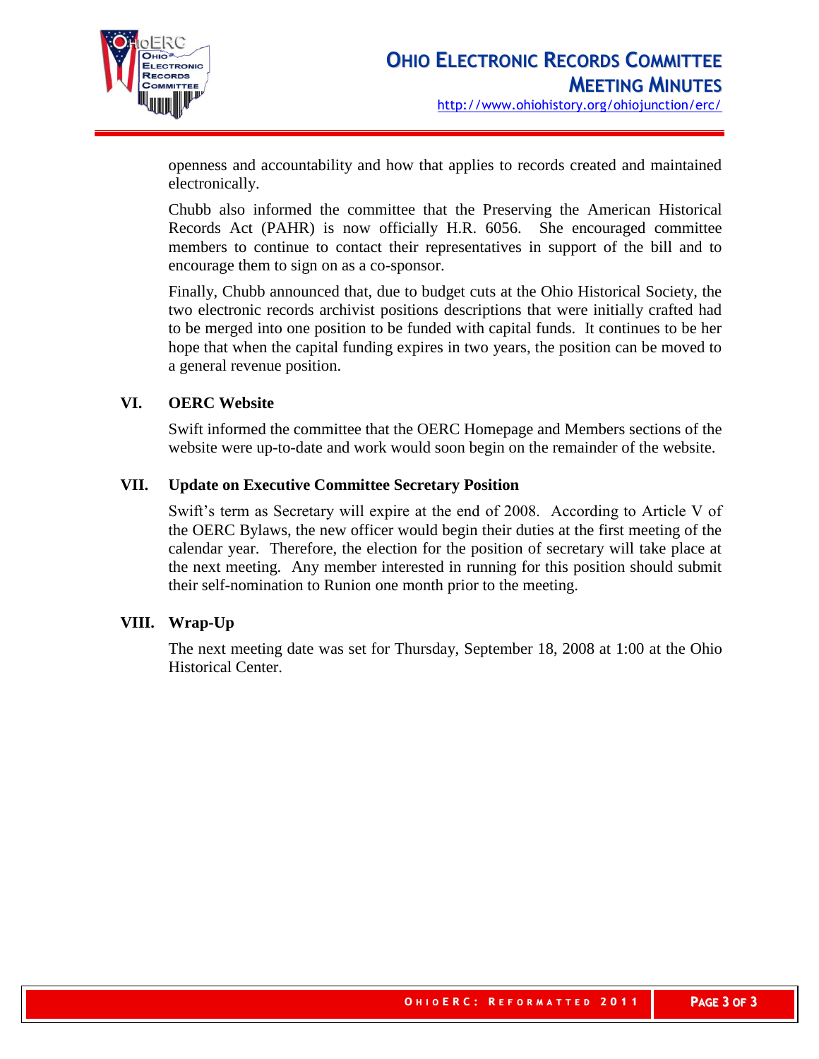openness and accountability and how that applies to records created and maintained electronically.

Chubb also informed the committee that the Preserving the American Historical Records Act (PAHR) is now officially H.R. 6056. She encouraged committee members to continue to contact their representatives in support of the bill and to encourage them to sign on as a co-sponsor.

Finally, Chubb announced that, due to budget cuts at the Ohio Historical Society, the two electronic records archivist positions descriptions that were initially crafted had to be merged into one position to be funded with capital funds. It continues to be her hope that when the capital funding expires in two years, the position can be moved to a general revenue position.

## VI. OERC Website

Swift informed the committee that the OERC Homepage and Members sections of the website were up-to-date and work would soon begin on the remainder of the website.

## VII. Update on Executive Committee Secretary Position

Swift's term as Secretary will expire at the end of 2008. According to Article V of the OERC Bylaws, the new officer would begin their duties at the first meeting of the calendar year. Therefore, the election for the position of secretary will take place at the next meeting. Any member interested in running for this position should submit their self-nomination to Runion one month prior to the meeting.

## VIII. Wrap-Up

The next meeting date was set for Thursday, September 18, 2008 at 1:00 at the Ohio Historical Center.